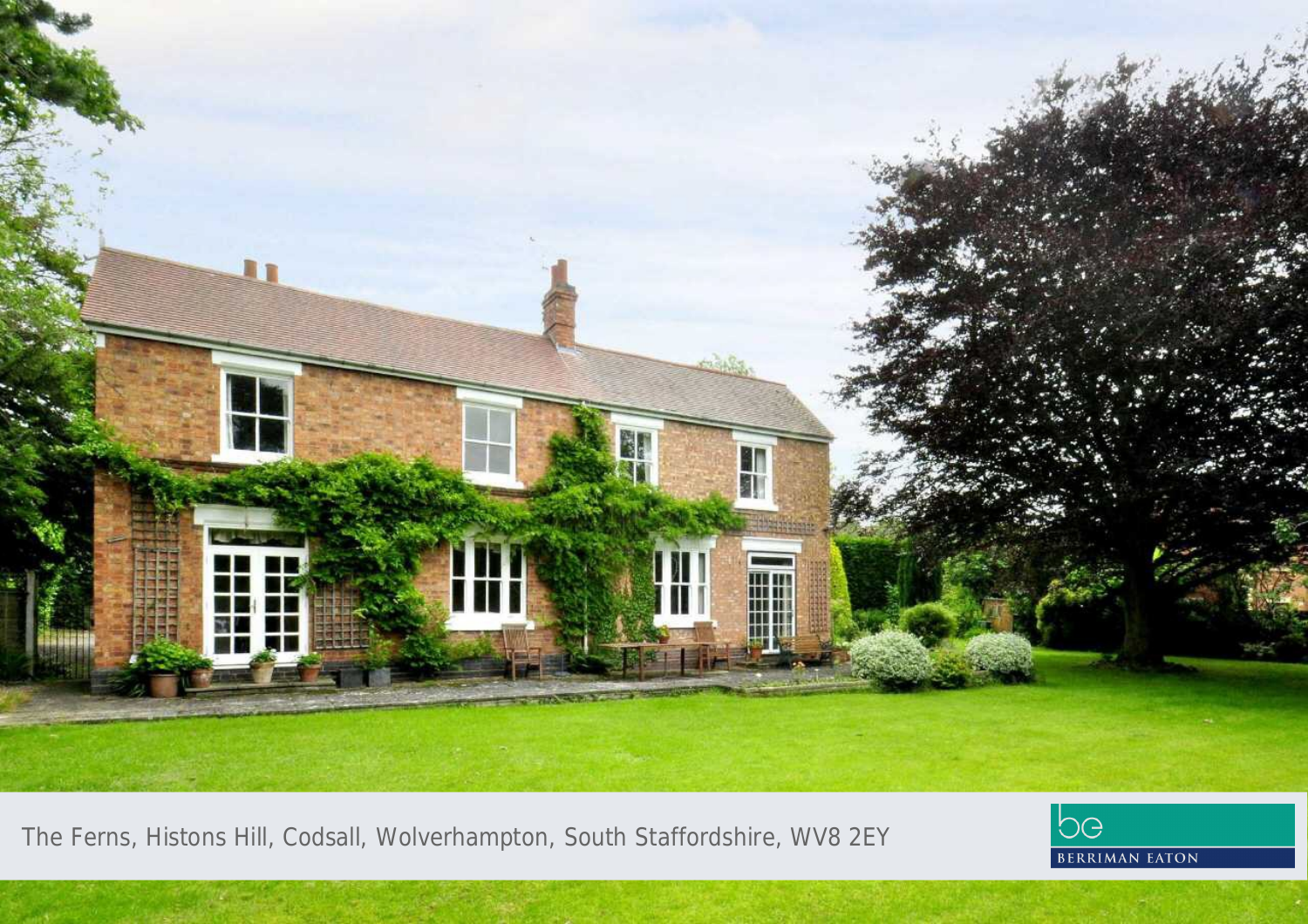The Ferns, Histons Hill, Codsall, Wolverhampton, South Staffordshire, WV8 2EY

BERRIMAN EATON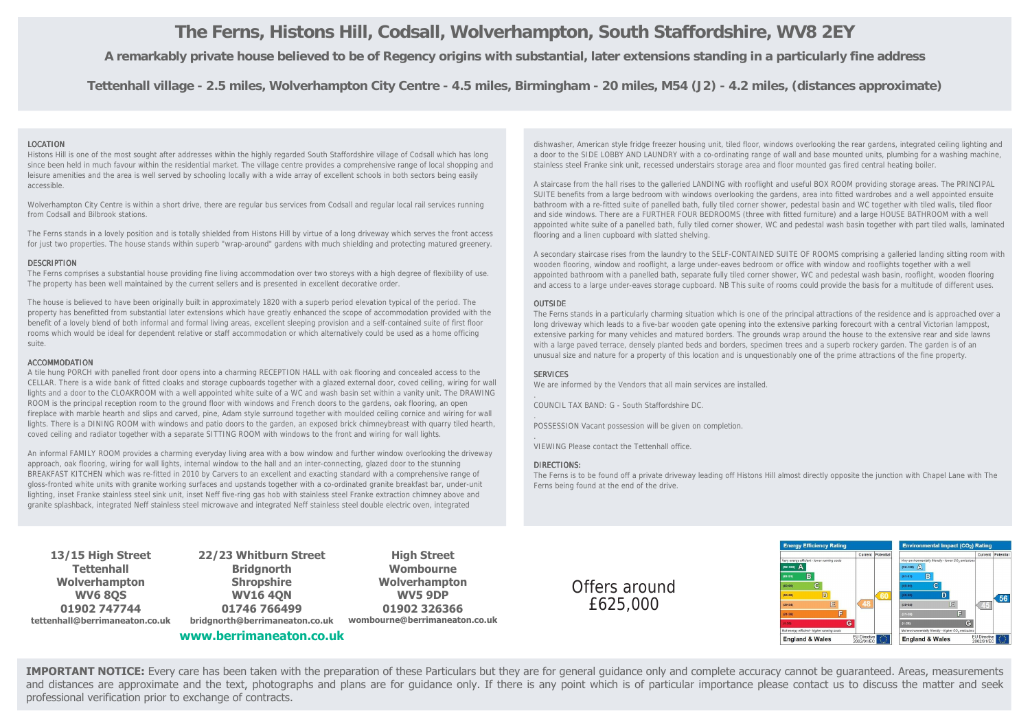# The Ferns, Histons Hill, Codsall, Wolverhampton, South Staffordshire, WV8 2EY

## A remarkably private house believed to be of Regency origins with substantial, later extensions standing in a particularly fine address

**Tettenhall village - 2.5 miles, Wolverhampton City Centre - 4.5 miles, Birmingham - 20 miles, M54 (J2) - 4.2 miles, (distances approximate)**

### LOCATION

Histons Hill is one of the most sought after addresses within the highly regarded South Staffordshire village of Codsall which has long since been held in much favour within the residential market. The village centre provides a comprehensive range of local shopping and leisure amenities and the area is well served by schooling locally with a wide array of excellent schools in both sectors being easily accessible.

Wolverhampton City Centre is within a short drive, there are regular bus services from Codsall and regular local rail services running from Codsall and Bilbrook stations.

The Ferns stands in a lovely position and is totally shielded from Histons Hill by virtue of a long driveway which serves the front access for just two properties. The house stands within superb "wrap-around" gardens with much shielding and protecting matured greenery.

### DESCRIPTION

The Ferns comprises a substantial house providing fine living accommodation over two storeys with a high degree of flexibility of use. The property has been well maintained by the current sellers and is presented in excellent decorative order.

The house is believed to have been originally built in approximately 1820 with a superb period elevation typical of the period. The property has benefitted from substantial later extensions which have greatly enhanced the scope of accommodation provided with the benefit of a lovely blend of both informal and formal living areas, excellent sleeping provision and a self-contained suite of first floor rooms which would be ideal for dependent relative or staff accommodation or which alternatively could be used as a home officing suite.

### ACCOMMODATION

A tile hung PORCH with panelled front door opens into a charming RECEPTION HALL with oak flooring and concealed access to the CELLAR. There is a wide bank of fitted cloaks and storage cupboards together with a glazed external door, coved ceiling, wiring for wall lights and a door to the CLOAKROOM with a well appointed white suite of a WC and wash basin set within a vanity unit. The DRAWING ROOM is the principal reception room to the ground floor with windows and French doors to the gardens, oak flooring, an open fireplace with marble hearth and slips and carved, pine, Adam style surround together with moulded ceiling cornice and wiring for wall lights. There is a DINING ROOM with windows and patio doors to the garden, an exposed brick chimneybreast with quarry tiled hearth, coved ceiling and radiator together with a separate SITTING ROOM with windows to the front and wiring for wall lights.

An informal FAMILY ROOM provides a charming everyday living area with a bow window and further window overlooking the driveway approach, oak flooring, wiring for wall lights, internal window to the hall and an inter-connecting, glazed door to the stunning BREAKFAST KITCHEN which was re-fitted in 2010 by Carvers to an excellent and exacting standard with a comprehensive range of gloss-fronted white units with granite working surfaces and upstands together with a co-ordinated granite breakfast bar, under-unit lighting, inset Franke stainless steel sink unit, inset Neff five-ring gas hob with stainless steel Franke extraction chimney above and granite splashback, integrated Neff stainless steel microwave and integrated Neff stainless steel double electric oven, integrated dishwasher, American style fridge freezer housing unit, tiled floor, windows overlooking the rear gardens, integrated ceiling lighting and a door to the SIDE LOBBY AND LAUNDRY with a co-ordinating range of wall and base mounted units, plumbing for a washing machine, stainless steel Franke sink unit, recessed understairs storage area and floor mounted gas fired central heating boiler.

A staircase from the hall rises to the galleried LANDING with rooflight and useful BOX ROOM providing storage areas. The PRINCIPAL SUITE benefits from a large bedroom with windows overlooking the gardens, area into fitted wardrobes and a well appointed ensuite bathroom with a re-fitted suite of panelled bath, fully tiled corner shower, pedestal basin and WC together with tiled walls, tiled floor and side windows. There are a FURTHER FOUR BEDROOMS (three with fitted furniture) and a large HOUSE BATHROOM with a well appointed white suite of a panelled bath, fully tiled corner shower, WC and pedestal wash basin together with part tiled walls, laminated flooring and a linen cupboard with slatted shelving.

A secondary staircase rises from the laundry to the SELF-CONTAINED SUITE OF ROOMS comprising a galleried landing sitting room with wooden flooring, window and rooflight, a large under-eaves bedroom or office with window and rooflights together with a well appointed bathroom with a panelled bath, separate fully tiled corner shower, WC and pedestal wash basin, rooflight, wooden flooring and access to a large under-eaves storage cupboard. NB This suite of rooms could provide the basis for a multitude of different uses.

### OUTSIDE

The Ferns stands in a particularly charming situation which is one of the principal attractions of the residence and is approached over a long driveway which leads to a five-bar wooden gate opening into the extensive parking forecourt with a central Victorian lamppost, extensive parking for many vehicles and matured borders. The grounds wrap around the house to the extensive rear and side lawns with a large paved terrace, densely planted beds and borders, specimen trees and a superb rockery garden. The garden is of an unusual size and nature for a property of this location and is unquestionably one of the prime attractions of the fine property.

### SERVICES

We are informed by the Vendors that all main services are installed.

COUNCIL TAX BAND: G - South Staffordshire DC.

POSSESSION Vacant possession will be given on completion.

VIEWING Please contact the Tettenhall office.

### DIRECTIONS:

The Ferns is to be found off a private driveway leading off Histons Hill almost directly opposite the junction with Chapel Lane with The Ferns being found at the end of the drive.

**13/15 High Street**
**Tettenhall**
**Wolverhampton**
**WV6 8QS**
**01902 747744**
**tettenhall@berrimaneaton.co.uk**

**22/23 Whitburn Street**
**Bridgnorth**
**Shropshire**
**WV16 4QN**
**01746 766499**
**bridgnorth@berrimaneaton.co.uk**

**High Street**
**Wombourne**
**Wolverhampton**
**WV5 9DP**
**01902 326366**
**wombourne@berrimaneaton.co.uk**

**www.berrimaneaton.co.uk**

Offers around £625,000

| Energy Efficiency Rating | Current | Potential |
|---|---|---|
| | 48 | 60 |

| Environmental Impact ($CO_2$) Rating | Current | Potential |
|---|---|---|
| | 45 | 56 |

England & Wales — EU Directive 2002/91/EC

**IMPORTANT NOTICE:** Every care has been taken with the preparation of these Particulars but they are for general guidance only and complete accuracy cannot be guaranteed. Areas, measurements and distances are approximate and the text, photographs and plans are for guidance only. If there is any point which is of particular importance please contact us to discuss the matter and seek professional verification prior to exchange of contracts.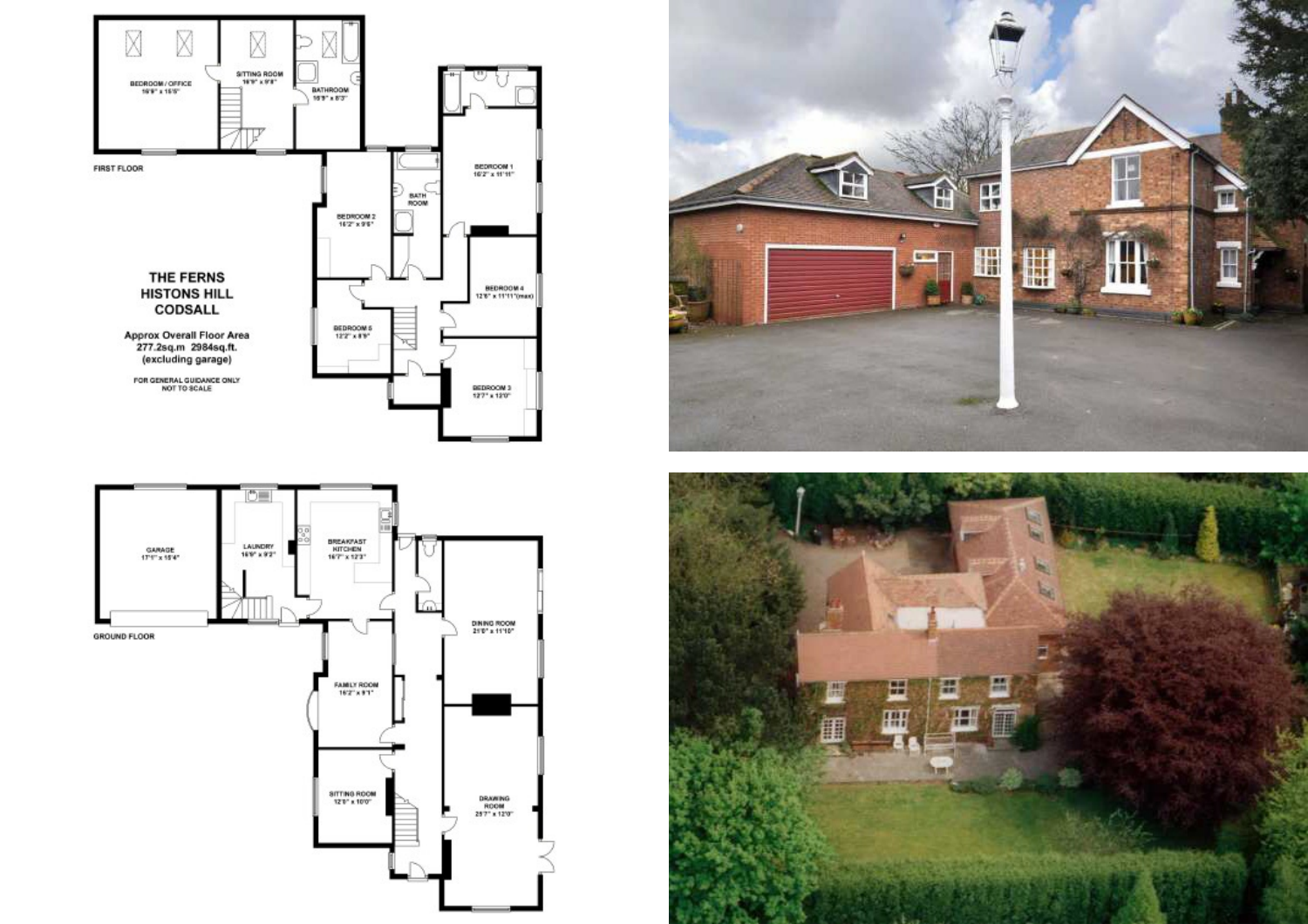**FIRST FLOOR**

BEDROOM / OFFICE
16'9" x 15'5"

SITTING ROOM
16'9" x 9'8"

BATHROOM
16'9" x 8'3"

BEDROOM 1
16'2" x 11'11"

BATH ROOM

BEDROOM 2
16'2" x 9'6"

BEDROOM 4
12'6" x 11'11"(max)

BEDROOM 5
12'2" x 8'9"

BEDROOM 3
12'7" x 12'0"

# THE FERNS
# HISTONS HILL
# CODSALL

Approx Overall Floor Area
277.2sq.m 2984sq.ft.
(excluding garage)

FOR GENERAL GUIDANCE ONLY
NOT TO SCALE

**GROUND FLOOR**

GARAGE
17'1" x 15'4"

LAUNDRY
16'9" x 9'2"

BREAKFAST KITCHEN
16'7" x 12'3"

DINING ROOM
21'0" x 11'10"

FAMILY ROOM
16'2" x 9'1"

SITTING ROOM
12'5" x 10'0"

DRAWING ROOM
25'7" x 12'0"